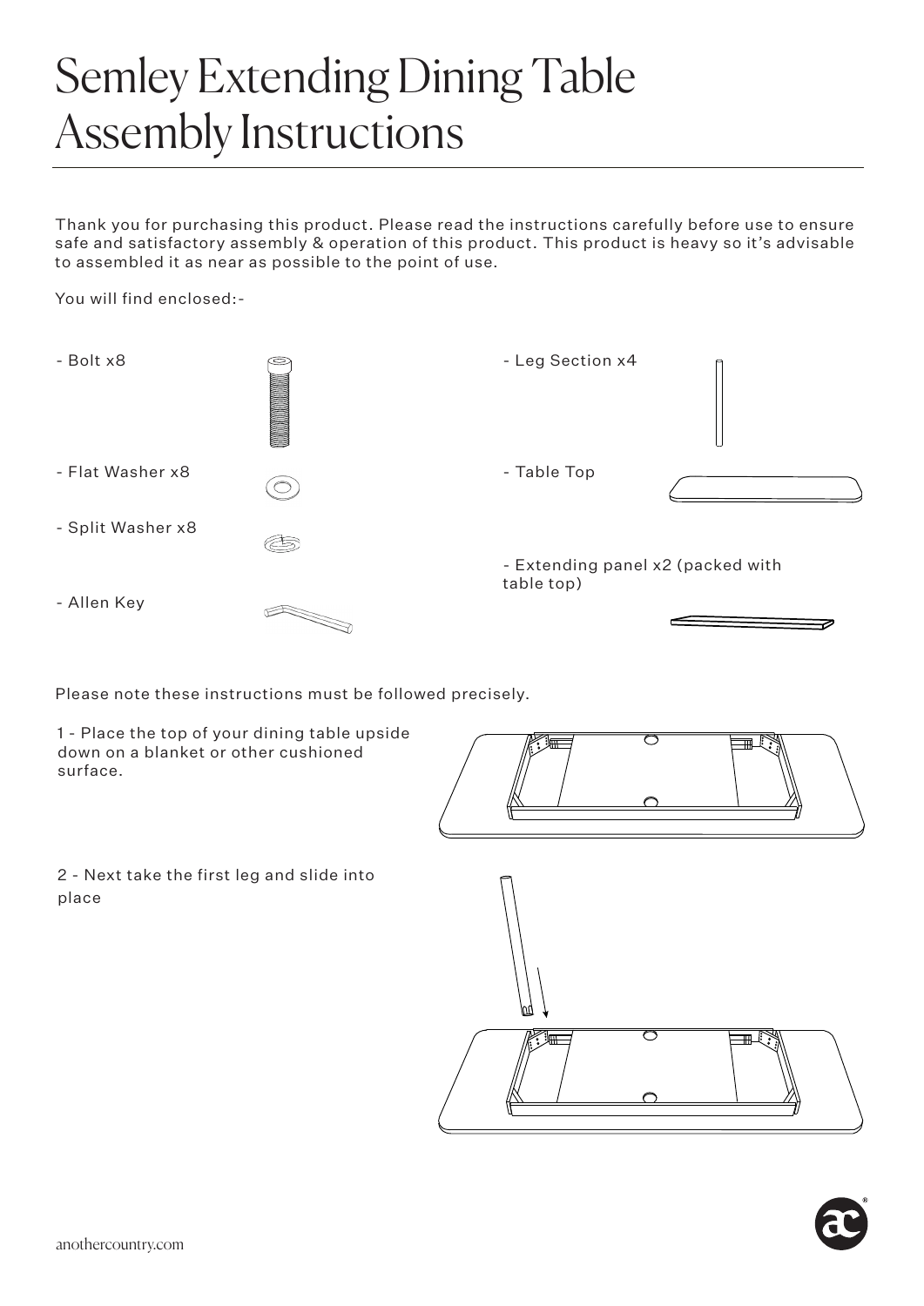# Semley Extending Dining Table Assembly Instructions

Thank you for purchasing this product. Please read the instructions carefully before use to ensure safe and satisfactory assembly & operation of this product. This product is heavy so it's advisable to assembled it as near as possible to the point of use.

You will find enclosed:-

- Bolt x8
- Flat Washer x8
- Split Washer x8
- Allen Key
- Leg Section x4
- Table Top
- Extending panel x2 (packed with table top)

Please note these instructions must be followed precisely.

1 - Place the top of your dining table upside down on a blanket or other cushioned surface.

2 - Next take the first leg and slide into place

anothercountry.com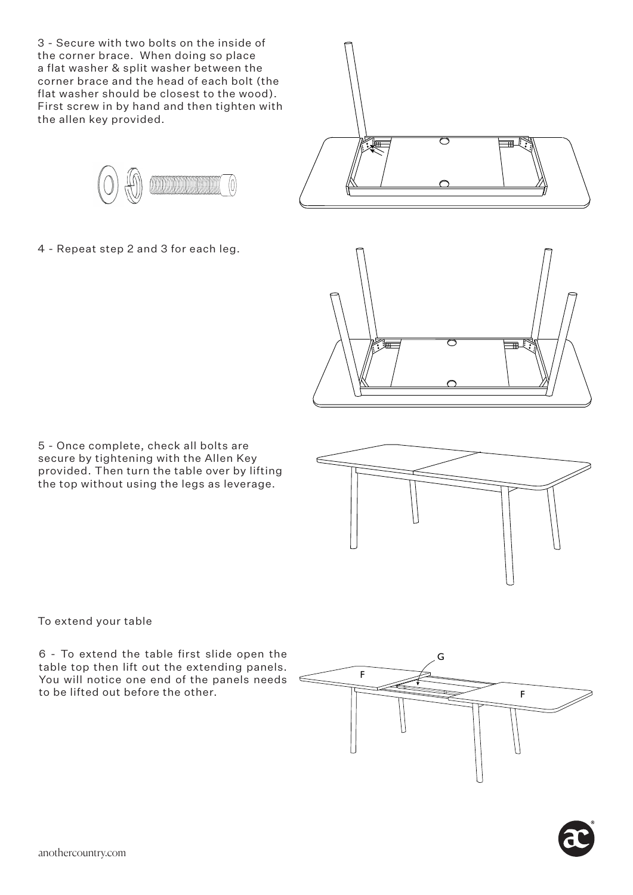3 - Secure with two bolts on the inside of the corner brace. When doing so place a flat washer & split washer between the corner brace and the head of each bolt (the flat washer should be closest to the wood). First screw in by hand and then tighten with the allen key provided.

4 - Repeat step 2 and 3 for each leg.

5 - Once complete, check all bolts are secure by tightening with the Allen Key provided. Then turn the table over by lifting the top without using the legs as leverage.

To extend your table

6 - To extend the table first slide open the table top then lift out the extending panels. You will notice one end of the panels needs to be lifted out before the other.

anothercountry.com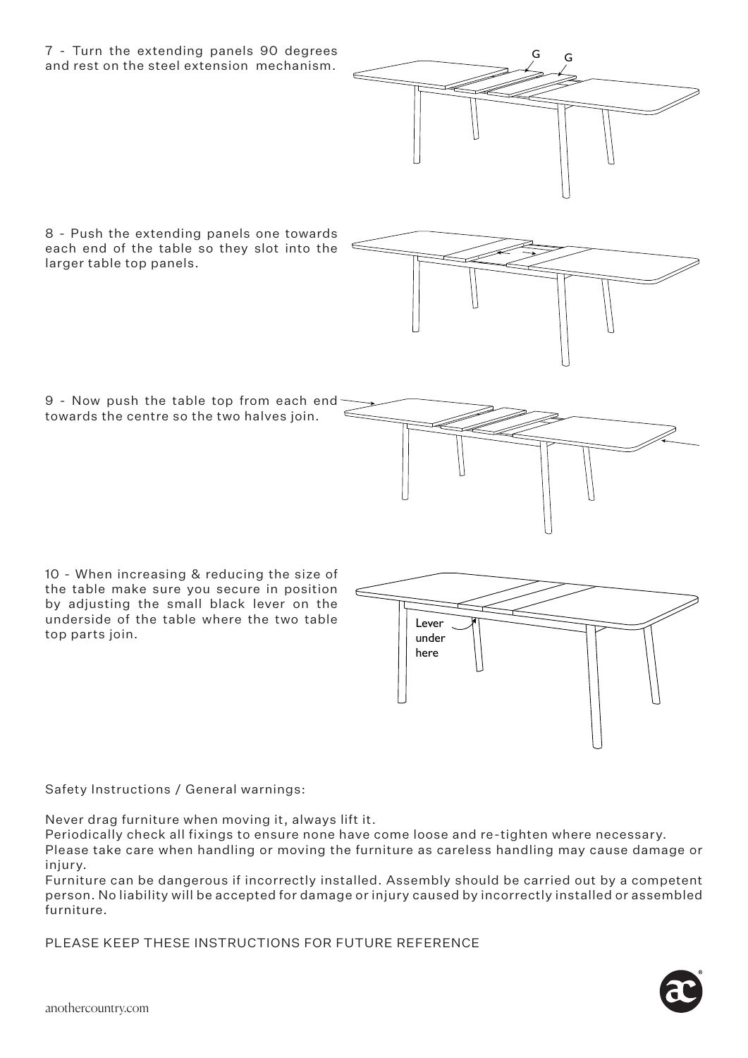7 - Turn the extending panels 90 degrees and rest on the steel extension mechanism.

G G

8 - Push the extending panels one towards each end of the table so they slot into the larger table top panels.

9 - Now push the table top from each end towards the centre so the two halves join.

10 - When increasing & reducing the size of the table make sure you secure in position by adjusting the small black lever on the underside of the table where the two table top parts join.

Lever under here

Safety Instructions / General warnings:

Never drag furniture when moving it, always lift it.
Periodically check all fixings to ensure none have come loose and re-tighten where necessary.
Please take care when handling or moving the furniture as careless handling may cause damage or injury.
Furniture can be dangerous if incorrectly installed. Assembly should be carried out by a competent person. No liability will be accepted for damage or injury caused by incorrectly installed or assembled furniture.

PLEASE KEEP THESE INSTRUCTIONS FOR FUTURE REFERENCE

anothercountry.com